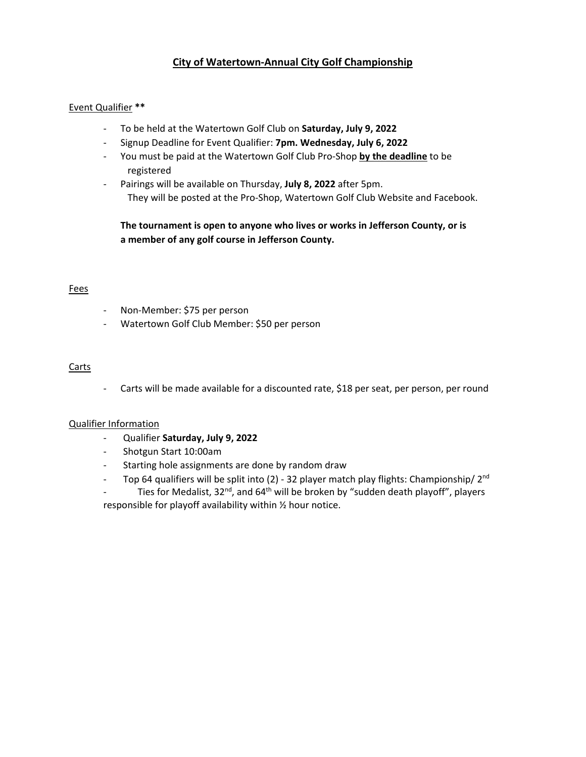# City of Watertown-Annual City Golf Championship

Event Qualifier **

- To be held at the Watertown Golf Club on **Saturday, July 9, 2022**
- Signup Deadline for Event Qualifier: **7pm. Wednesday, July 6, 2022**
- You must be paid at the Watertown Golf Club Pro-Shop **by the deadline** to be registered
- Pairings will be available on Thursday, **July 8, 2022** after 5pm. They will be posted at the Pro-Shop, Watertown Golf Club Website and Facebook.

**The tournament is open to anyone who lives or works in Jefferson County, or is a member of any golf course in Jefferson County.**

Fees

- Non-Member: $75 per person
- Watertown Golf Club Member: $50 per person

Carts

- Carts will be made available for a discounted rate, $18 per seat, per person, per round

Qualifier Information

- Qualifier **Saturday, July 9, 2022**
- Shotgun Start 10:00am
- Starting hole assignments are done by random draw
- Top 64 qualifiers will be split into (2) - 32 player match play flights: Championship/ 2nd
- Ties for Medalist, 32nd, and 64th will be broken by "sudden death playoff", players responsible for playoff availability within ½ hour notice.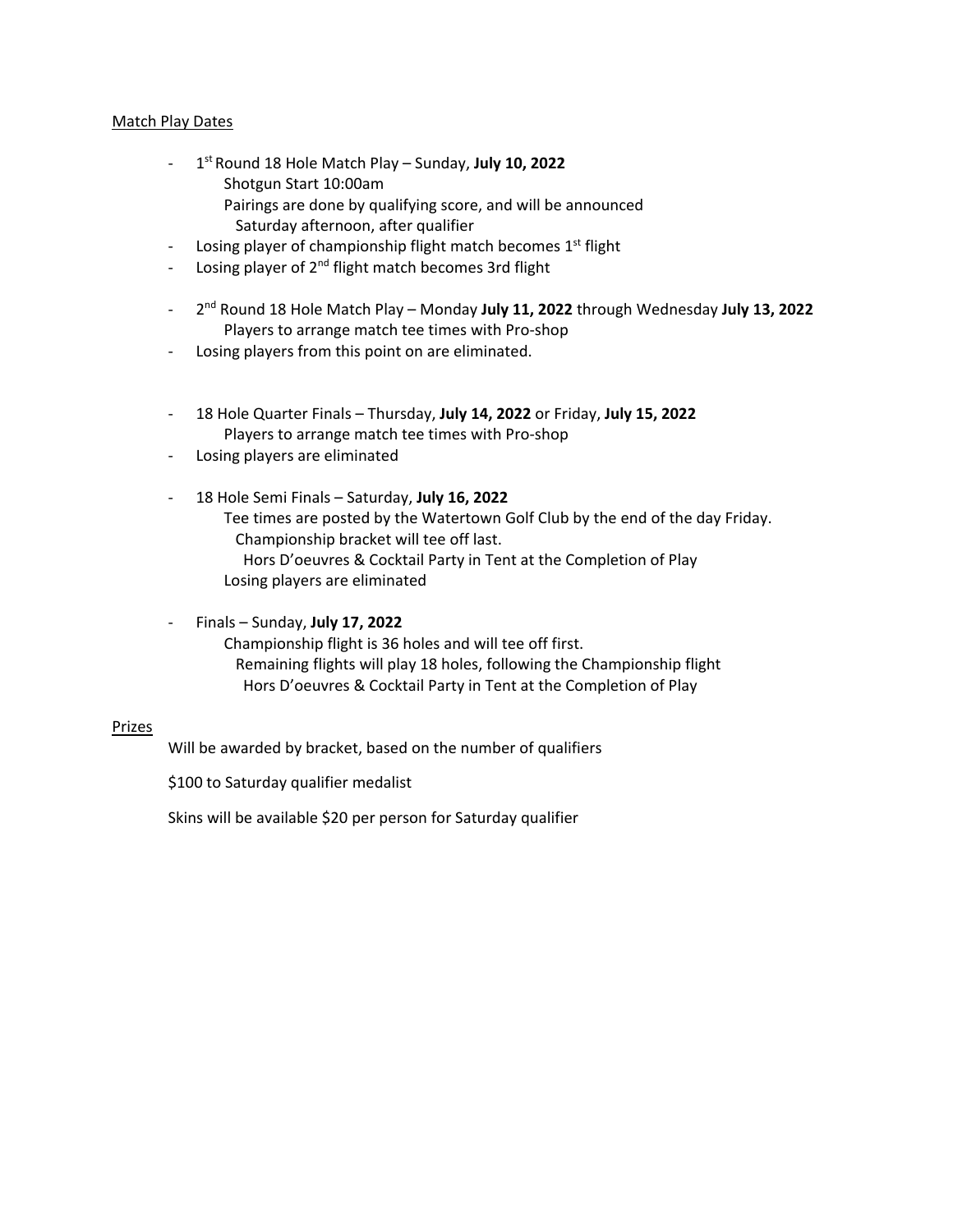Match Play Dates

- 1st Round 18 Hole Match Play – Sunday, **July 10, 2022**
  Shotgun Start 10:00am
  Pairings are done by qualifying score, and will be announced Saturday afternoon, after qualifier
- Losing player of championship flight match becomes 1st flight
- Losing player of 2nd flight match becomes 3rd flight

- 2nd Round 18 Hole Match Play – Monday **July 11, 2022** through Wednesday **July 13, 2022**
  Players to arrange match tee times with Pro-shop
- Losing players from this point on are eliminated.

- 18 Hole Quarter Finals – Thursday, **July 14, 2022** or Friday, **July 15, 2022**
  Players to arrange match tee times with Pro-shop
- Losing players are eliminated

- 18 Hole Semi Finals – Saturday, **July 16, 2022**
  Tee times are posted by the Watertown Golf Club by the end of the day Friday.
  Championship bracket will tee off last.
  Hors D'oeuvres & Cocktail Party in Tent at the Completion of Play
  Losing players are eliminated

- Finals – Sunday, **July 17, 2022**
  Championship flight is 36 holes and will tee off first.
  Remaining flights will play 18 holes, following the Championship flight
  Hors D'oeuvres & Cocktail Party in Tent at the Completion of Play

Prizes

Will be awarded by bracket, based on the number of qualifiers

$100 to Saturday qualifier medalist

Skins will be available $20 per person for Saturday qualifier